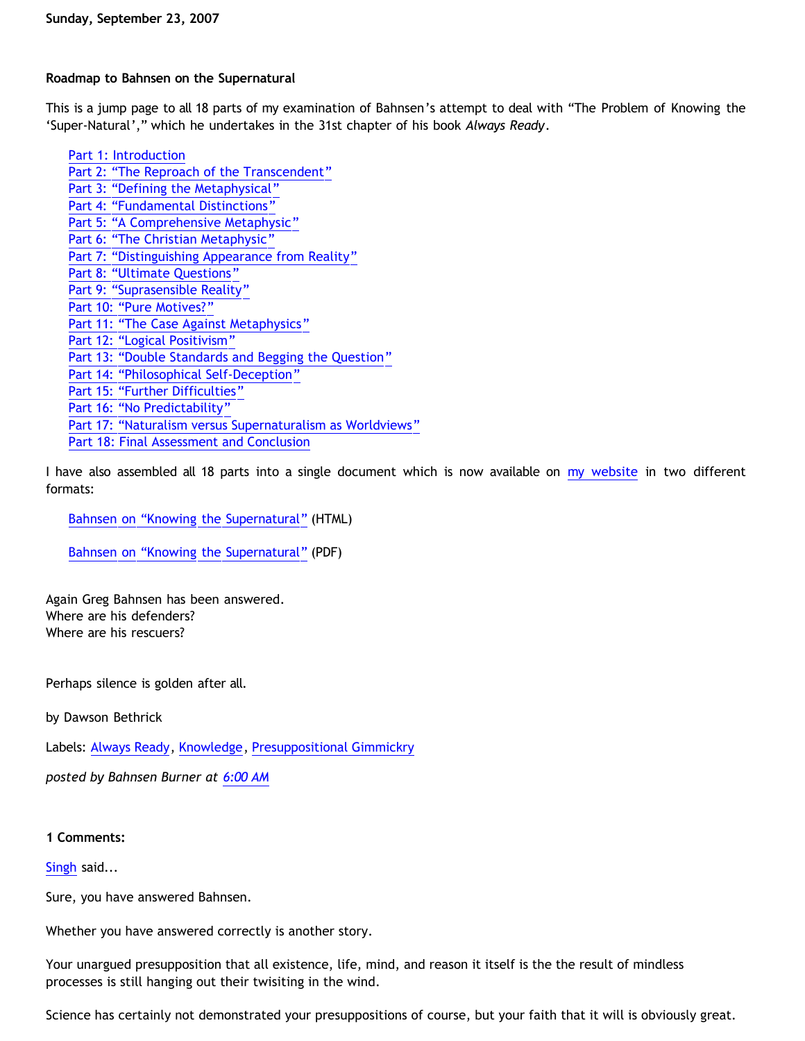**Sunday, September 23, 2007**

**Roadmap to Bahnsen on the Supernatural**

This is a jump page to all 18 parts of my examination of Bahnsen's attempt to deal with "The Problem of Knowing the 'Super-Natural'," which he undertakes in the 31st chapter of his book *Always Ready*.

- Part 1: Introduction
- Part 2: "The Reproach of the Transcendent"
- Part 3: "Defining the Metaphysical"
- Part 4: "Fundamental Distinctions"
- Part 5: "A Comprehensive Metaphysic"
- Part 6: "The Christian Metaphysic"
- Part 7: "Distinguishing Appearance from Reality"
- Part 8: "Ultimate Questions"
- Part 9: "Suprasensible Reality"
- Part 10: "Pure Motives?"
- Part 11: "The Case Against Metaphysics"
- Part 12: "Logical Positivism"
- Part 13: "Double Standards and Begging the Question"
- Part 14: "Philosophical Self-Deception"
- Part 15: "Further Difficulties"
- Part 16: "No Predictability"
- Part 17: "Naturalism versus Supernaturalism as Worldviews"
- Part 18: Final Assessment and Conclusion

I have also assembled all 18 parts into a single document which is now available on my website in two different formats:

Bahnsen on "Knowing the Supernatural" (HTML)

Bahnsen on "Knowing the Supernatural" (PDF)

Again Greg Bahnsen has been answered.
Where are his defenders?
Where are his rescuers?

Perhaps silence is golden after all.

by Dawson Bethrick

Labels: Always Ready, Knowledge, Presuppositional Gimmickry

*posted by Bahnsen Burner at 6:00 AM*

**1 Comments:**

Singh said...

Sure, you have answered Bahnsen.

Whether you have answered correctly is another story.

Your unargued presupposition that all existence, life, mind, and reason it itself is the the result of mindless processes is still hanging out their twisiting in the wind.

Science has certainly not demonstrated your presuppositions of course, but your faith that it will is obviously great.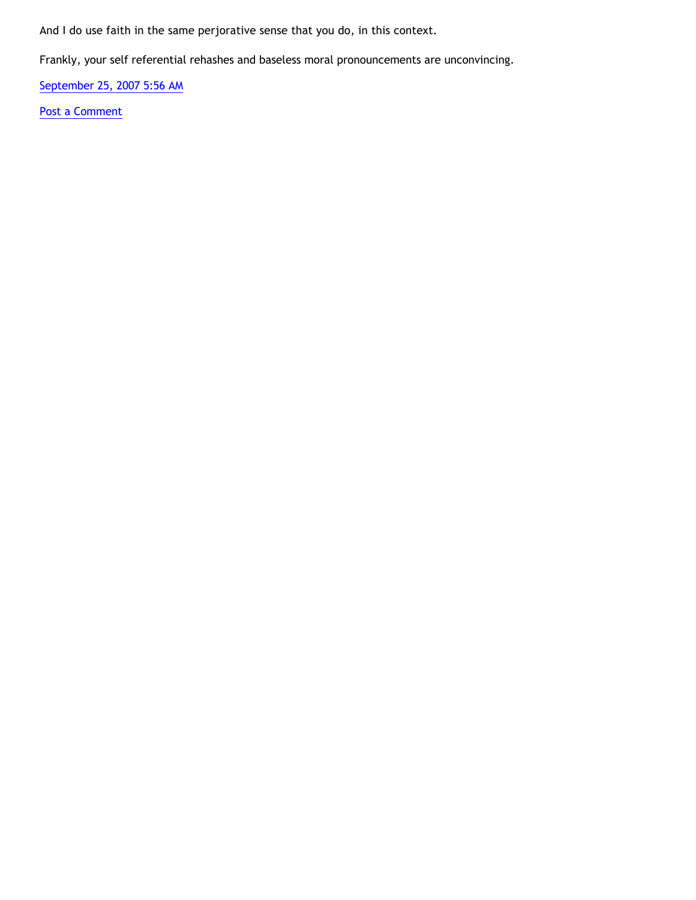And I do use faith in the same perjorative sense that you do, in this context.

Frankly, your self referential rehashes and baseless moral pronouncements are unconvincing.

September 25, 2007 5:56 AM

Post a Comment